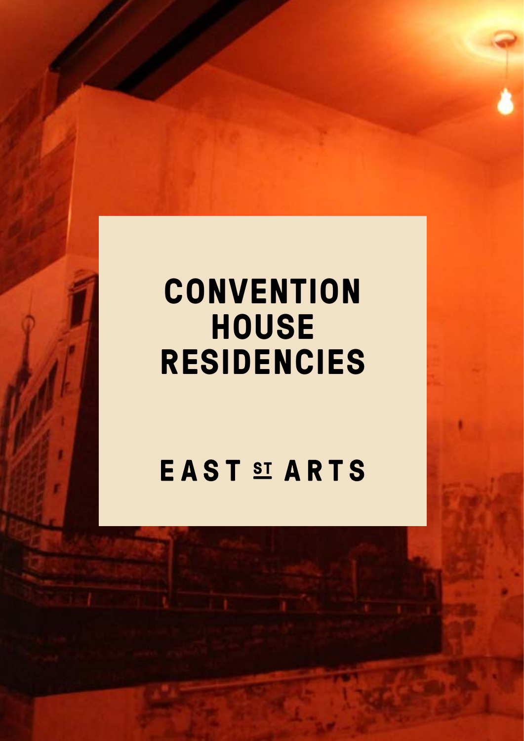# CONVENTION HOUSE RESIDENCIES

EAST ST ARTS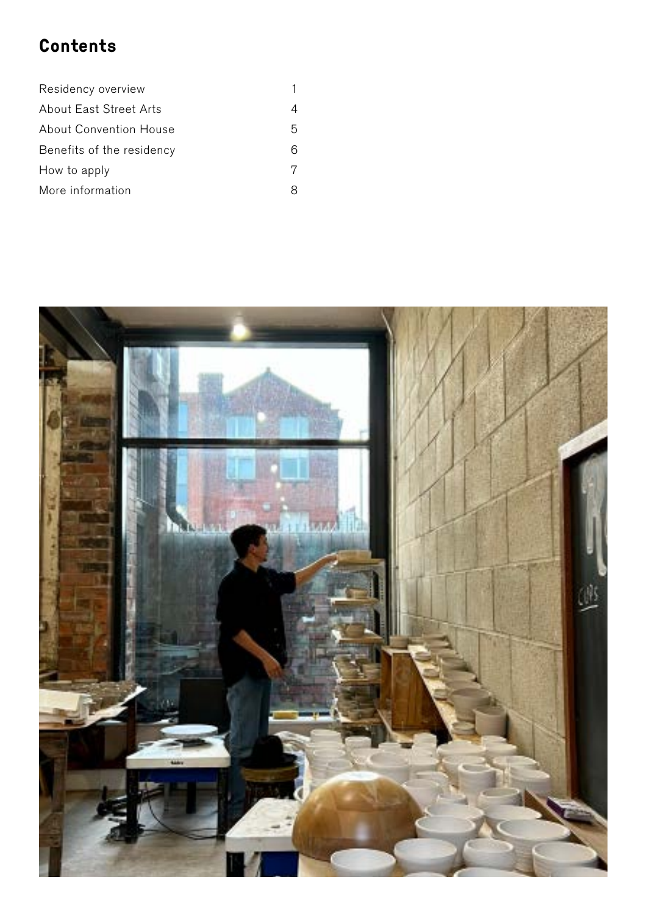## Contents

| | |
|---|---|
| Residency overview | 1 |
| About East Street Arts | 4 |
| About Convention House | 5 |
| Benefits of the residency | 6 |
| How to apply | 7 |
| More information | 8 |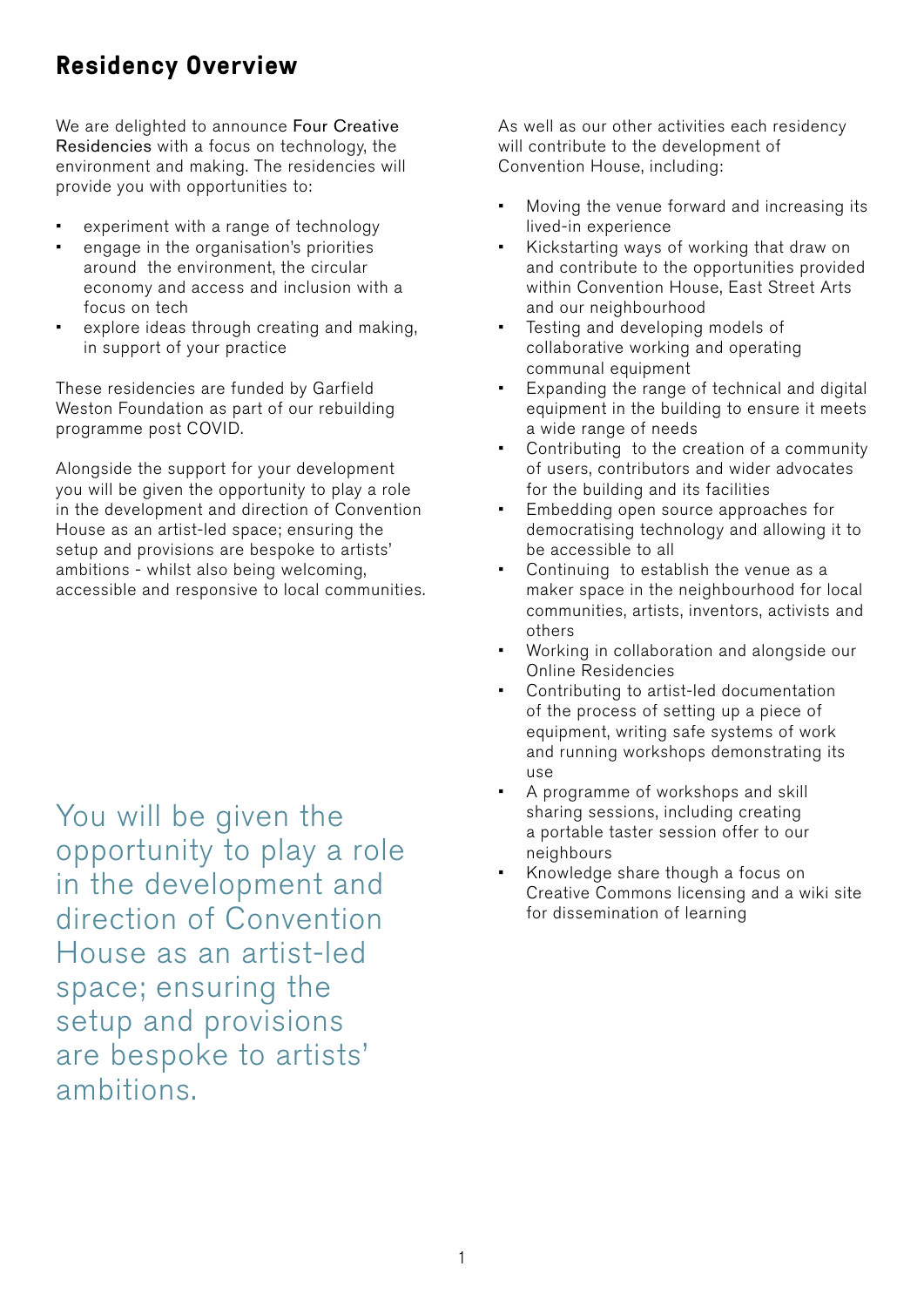# Residency Overview

We are delighted to announce Four Creative Residencies with a focus on technology, the environment and making. The residencies will provide you with opportunities to:

- experiment with a range of technology
- engage in the organisation's priorities around the environment, the circular economy and access and inclusion with a focus on tech
- explore ideas through creating and making, in support of your practice

These residencies are funded by Garfield Weston Foundation as part of our rebuilding programme post COVID.

Alongside the support for your development you will be given the opportunity to play a role in the development and direction of Convention House as an artist-led space; ensuring the setup and provisions are bespoke to artists' ambitions - whilst also being welcoming, accessible and responsive to local communities.

> You will be given the opportunity to play a role in the development and direction of Convention House as an artist-led space; ensuring the setup and provisions are bespoke to artists' ambitions.

As well as our other activities each residency will contribute to the development of Convention House, including:

- Moving the venue forward and increasing its lived-in experience
- Kickstarting ways of working that draw on and contribute to the opportunities provided within Convention House, East Street Arts and our neighbourhood
- Testing and developing models of collaborative working and operating communal equipment
- Expanding the range of technical and digital equipment in the building to ensure it meets a wide range of needs
- Contributing to the creation of a community of users, contributors and wider advocates for the building and its facilities
- Embedding open source approaches for democratising technology and allowing it to be accessible to all
- Continuing to establish the venue as a maker space in the neighbourhood for local communities, artists, inventors, activists and others
- Working in collaboration and alongside our Online Residencies
- Contributing to artist-led documentation of the process of setting up a piece of equipment, writing safe systems of work and running workshops demonstrating its use
- A programme of workshops and skill sharing sessions, including creating a portable taster session offer to our neighbours
- Knowledge share though a focus on Creative Commons licensing and a wiki site for dissemination of learning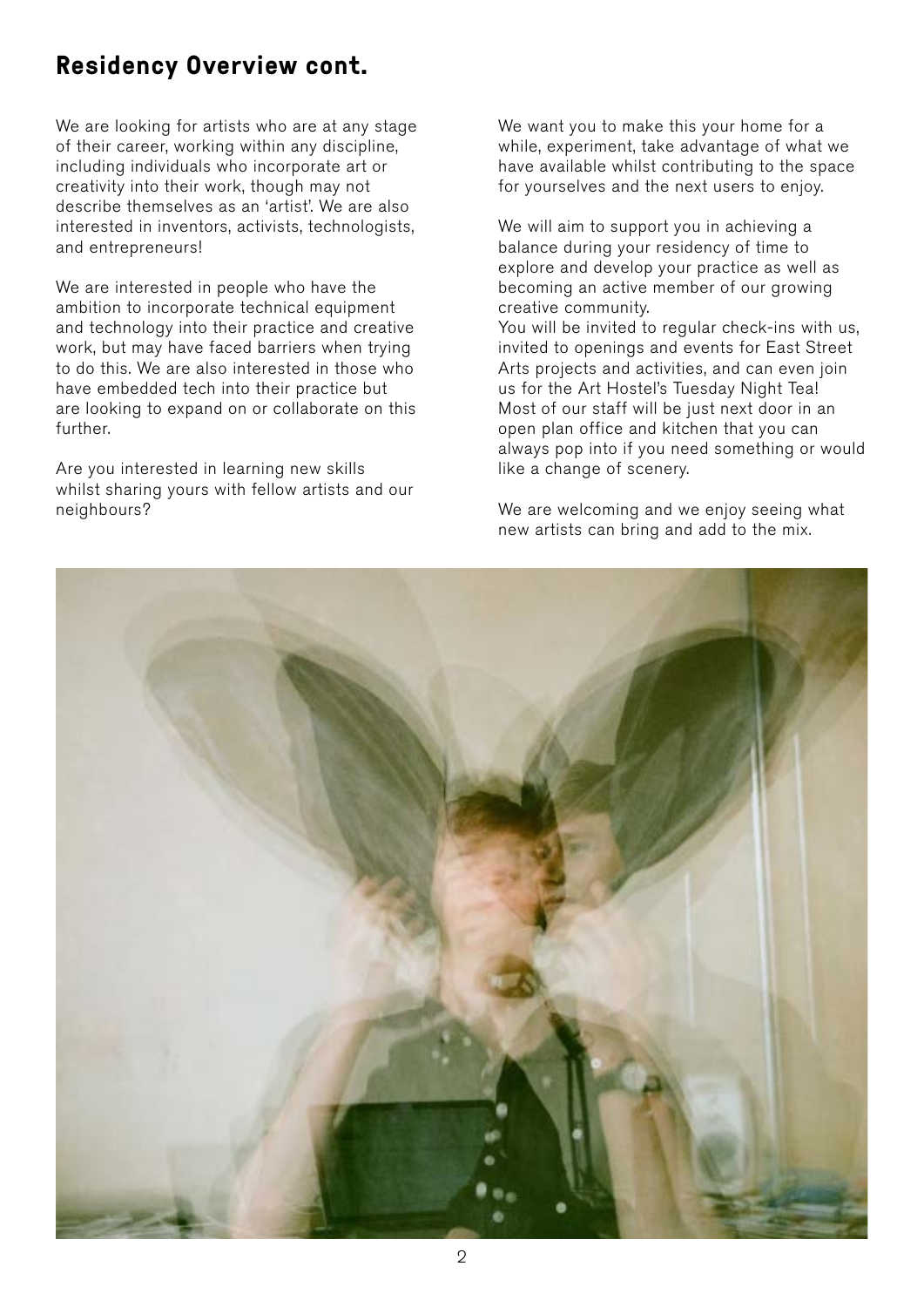## Residency Overview cont.

We are looking for artists who are at any stage of their career, working within any discipline, including individuals who incorporate art or creativity into their work, though may not describe themselves as an 'artist'. We are also interested in inventors, activists, technologists, and entrepreneurs!

We are interested in people who have the ambition to incorporate technical equipment and technology into their practice and creative work, but may have faced barriers when trying to do this. We are also interested in those who have embedded tech into their practice but are looking to expand on or collaborate on this further.

Are you interested in learning new skills whilst sharing yours with fellow artists and our neighbours?

We want you to make this your home for a while, experiment, take advantage of what we have available whilst contributing to the space for yourselves and the next users to enjoy.

We will aim to support you in achieving a balance during your residency of time to explore and develop your practice as well as becoming an active member of our growing creative community.
You will be invited to regular check-ins with us, invited to openings and events for East Street Arts projects and activities, and can even join us for the Art Hostel's Tuesday Night Tea! Most of our staff will be just next door in an open plan office and kitchen that you can always pop into if you need something or would like a change of scenery.

We are welcoming and we enjoy seeing what new artists can bring and add to the mix.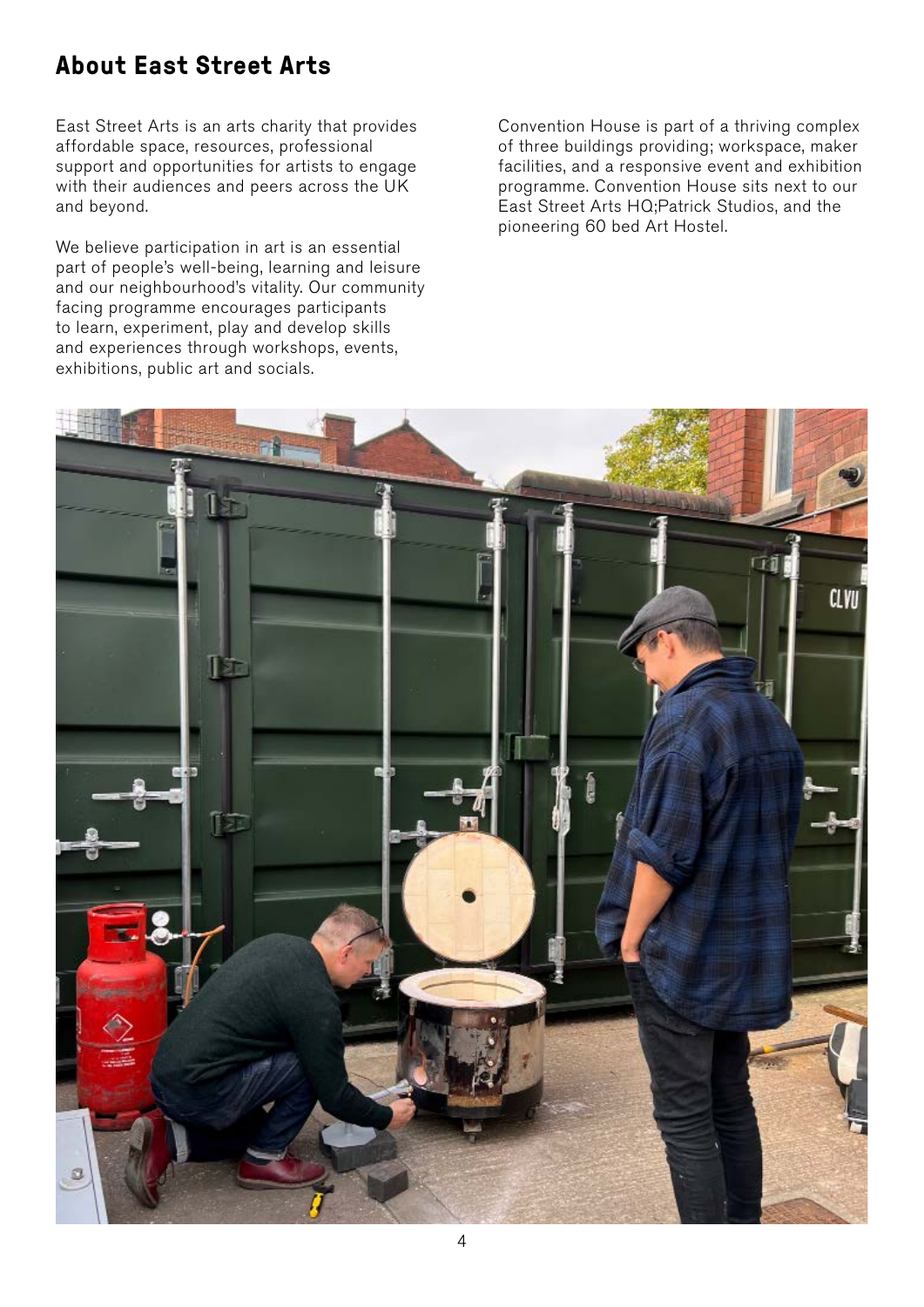## About East Street Arts

East Street Arts is an arts charity that provides affordable space, resources, professional support and opportunities for artists to engage with their audiences and peers across the UK and beyond.

We believe participation in art is an essential part of people's well-being, learning and leisure and our neighbourhood's vitality. Our community facing programme encourages participants to learn, experiment, play and develop skills and experiences through workshops, events, exhibitions, public art and socials.

Convention House is part of a thriving complex of three buildings providing; workspace, maker facilities, and a responsive event and exhibition programme. Convention House sits next to our East Street Arts HQ;Patrick Studios, and the pioneering 60 bed Art Hostel.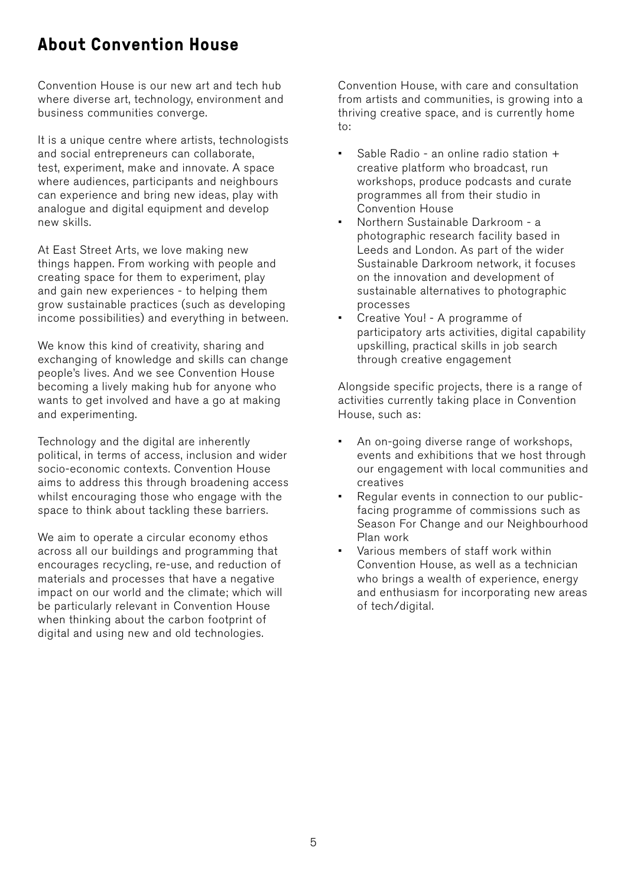## About Convention House

Convention House is our new art and tech hub where diverse art, technology, environment and business communities converge.

It is a unique centre where artists, technologists and social entrepreneurs can collaborate, test, experiment, make and innovate. A space where audiences, participants and neighbours can experience and bring new ideas, play with analogue and digital equipment and develop new skills.

At East Street Arts, we love making new things happen. From working with people and creating space for them to experiment, play and gain new experiences - to helping them grow sustainable practices (such as developing income possibilities) and everything in between.

We know this kind of creativity, sharing and exchanging of knowledge and skills can change people's lives. And we see Convention House becoming a lively making hub for anyone who wants to get involved and have a go at making and experimenting.

Technology and the digital are inherently political, in terms of access, inclusion and wider socio-economic contexts. Convention House aims to address this through broadening access whilst encouraging those who engage with the space to think about tackling these barriers.

We aim to operate a circular economy ethos across all our buildings and programming that encourages recycling, re-use, and reduction of materials and processes that have a negative impact on our world and the climate; which will be particularly relevant in Convention House when thinking about the carbon footprint of digital and using new and old technologies.

Convention House, with care and consultation from artists and communities, is growing into a thriving creative space, and is currently home to:

- Sable Radio - an online radio station + creative platform who broadcast, run workshops, produce podcasts and curate programmes all from their studio in Convention House
- Northern Sustainable Darkroom - a photographic research facility based in Leeds and London. As part of the wider Sustainable Darkroom network, it focuses on the innovation and development of sustainable alternatives to photographic processes
- Creative You! - A programme of participatory arts activities, digital capability upskilling, practical skills in job search through creative engagement

Alongside specific projects, there is a range of activities currently taking place in Convention House, such as:

- An on-going diverse range of workshops, events and exhibitions that we host through our engagement with local communities and creatives
- Regular events in connection to our public-facing programme of commissions such as Season For Change and our Neighbourhood Plan work
- Various members of staff work within Convention House, as well as a technician who brings a wealth of experience, energy and enthusiasm for incorporating new areas of tech/digital.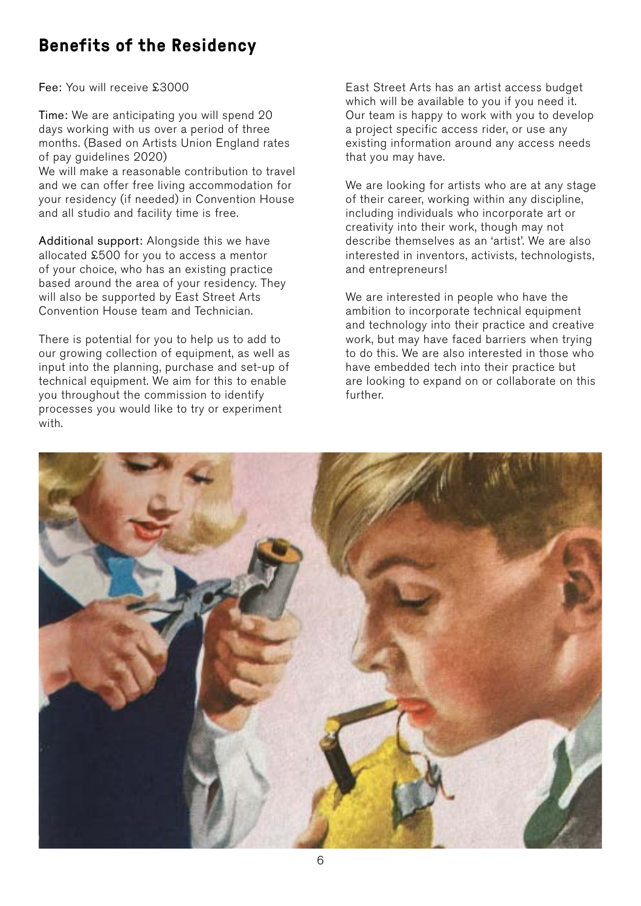## Benefits of the Residency

**Fee:** You will receive £3000

**Time:** We are anticipating you will spend 20 days working with us over a period of three months. (Based on Artists Union England rates of pay guidelines 2020)
We will make a reasonable contribution to travel and we can offer free living accommodation for your residency (if needed) in Convention House and all studio and facility time is free.

**Additional support:** Alongside this we have allocated £500 for you to access a mentor of your choice, who has an existing practice based around the area of your residency. They will also be supported by East Street Arts Convention House team and Technician.

There is potential for you to help us to add to our growing collection of equipment, as well as input into the planning, purchase and set-up of technical equipment. We aim for this to enable you throughout the commission to identify processes you would like to try or experiment with.

East Street Arts has an artist access budget which will be available to you if you need it. Our team is happy to work with you to develop a project specific access rider, or use any existing information around any access needs that you may have.

We are looking for artists who are at any stage of their career, working within any discipline, including individuals who incorporate art or creativity into their work, though may not describe themselves as an 'artist'. We are also interested in inventors, activists, technologists, and entrepreneurs!

We are interested in people who have the ambition to incorporate technical equipment and technology into their practice and creative work, but may have faced barriers when trying to do this. We are also interested in those who have embedded tech into their practice but are looking to expand on or collaborate on this further.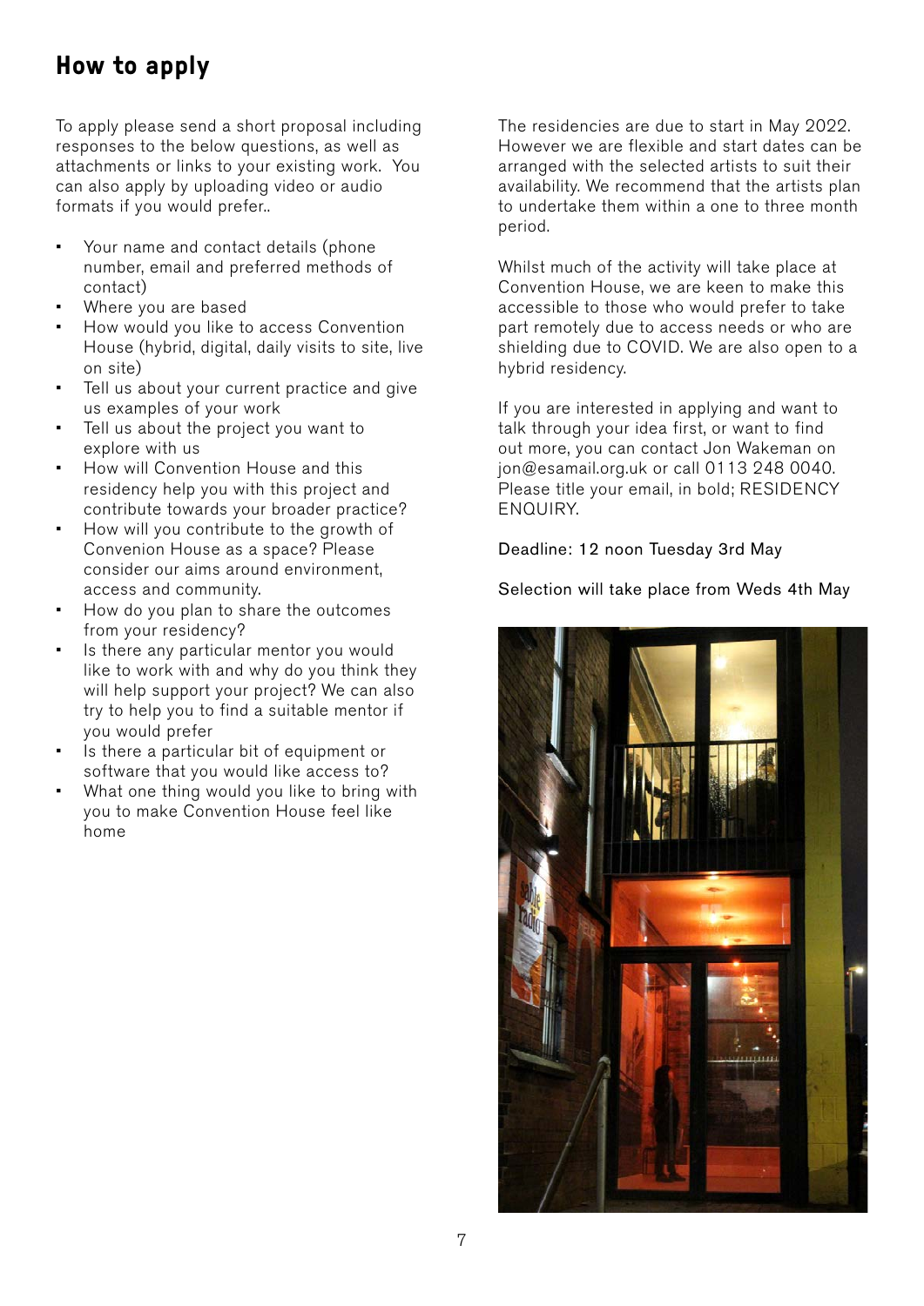## How to apply

To apply please send a short proposal including responses to the below questions, as well as attachments or links to your existing work. You can also apply by uploading video or audio formats if you would prefer..

- Your name and contact details (phone number, email and preferred methods of contact)
- Where you are based
- How would you like to access Convention House (hybrid, digital, daily visits to site, live on site)
- Tell us about your current practice and give us examples of your work
- Tell us about the project you want to explore with us
- How will Convention House and this residency help you with this project and contribute towards your broader practice?
- How will you contribute to the growth of Convenion House as a space? Please consider our aims around environment, access and community.
- How do you plan to share the outcomes from your residency?
- Is there any particular mentor you would like to work with and why do you think they will help support your project? We can also try to help you to find a suitable mentor if you would prefer
- Is there a particular bit of equipment or software that you would like access to?
- What one thing would you like to bring with you to make Convention House feel like home

The residencies are due to start in May 2022. However we are flexible and start dates can be arranged with the selected artists to suit their availability. We recommend that the artists plan to undertake them within a one to three month period.

Whilst much of the activity will take place at Convention House, we are keen to make this accessible to those who would prefer to take part remotely due to access needs or who are shielding due to COVID. We are also open to a hybrid residency.

If you are interested in applying and want to talk through your idea first, or want to find out more, you can contact Jon Wakeman on jon@esamail.org.uk or call 0113 248 0040. Please title your email, in bold; RESIDENCY ENQUIRY.

Deadline: 12 noon Tuesday 3rd May

Selection will take place from Weds 4th May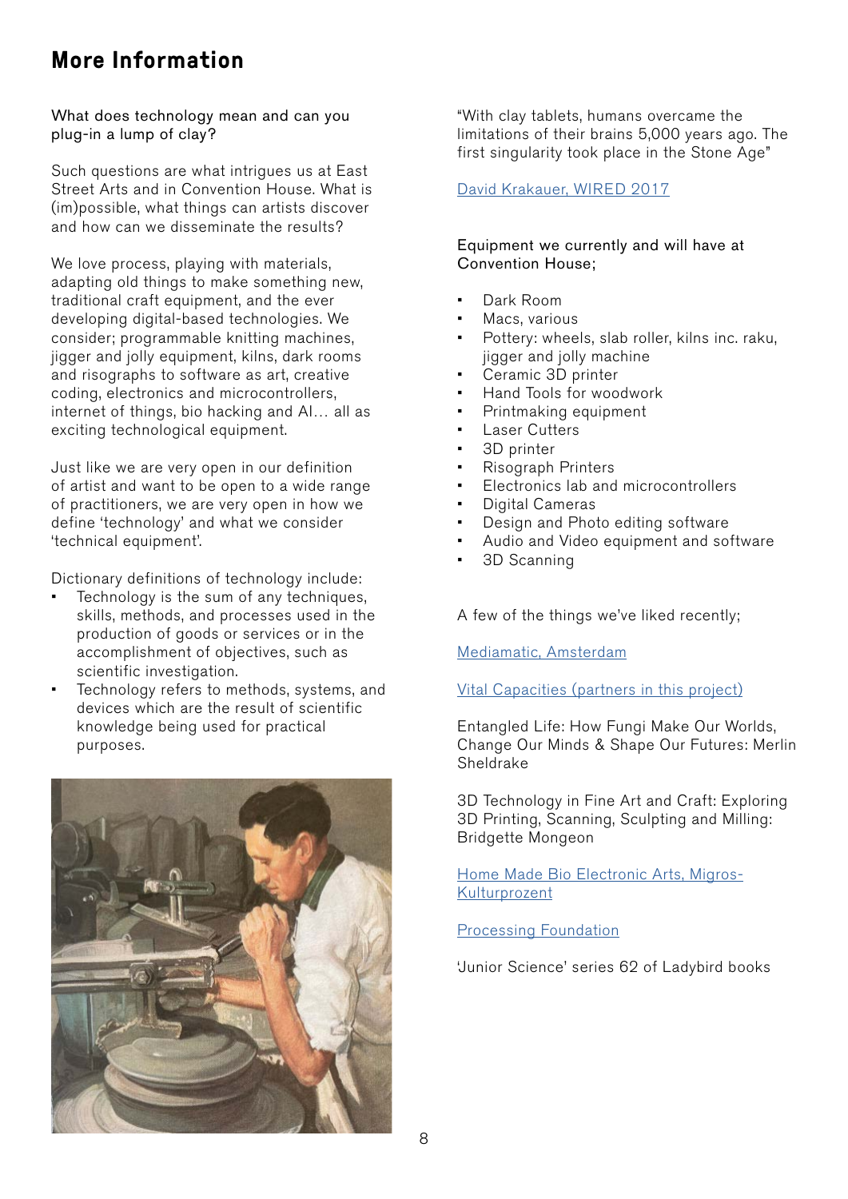# More Information

What does technology mean and can you plug-in a lump of clay?

Such questions are what intrigues us at East Street Arts and in Convention House. What is (im)possible, what things can artists discover and how can we disseminate the results?

We love process, playing with materials, adapting old things to make something new, traditional craft equipment, and the ever developing digital-based technologies. We consider; programmable knitting machines, jigger and jolly equipment, kilns, dark rooms and risographs to software as art, creative coding, electronics and microcontrollers, internet of things, bio hacking and AI… all as exciting technological equipment.

Just like we are very open in our definition of artist and want to be open to a wide range of practitioners, we are very open in how we define 'technology' and what we consider 'technical equipment'.

Dictionary definitions of technology include:

- Technology is the sum of any techniques, skills, methods, and processes used in the production of goods or services or in the accomplishment of objectives, such as scientific investigation.
- Technology refers to methods, systems, and devices which are the result of scientific knowledge being used for practical purposes.

"With clay tablets, humans overcame the limitations of their brains 5,000 years ago. The first singularity took place in the Stone Age"

David Krakauer, WIRED 2017

Equipment we currently and will have at Convention House;

- Dark Room
- Macs, various
- Pottery: wheels, slab roller, kilns inc. raku, jigger and jolly machine
- Ceramic 3D printer
- Hand Tools for woodwork
- Printmaking equipment
- Laser Cutters
- 3D printer
- Risograph Printers
- Electronics lab and microcontrollers
- Digital Cameras
- Design and Photo editing software
- Audio and Video equipment and software
- 3D Scanning

A few of the things we've liked recently;

Mediamatic, Amsterdam

Vital Capacities (partners in this project)

Entangled Life: How Fungi Make Our Worlds, Change Our Minds & Shape Our Futures: Merlin Sheldrake

3D Technology in Fine Art and Craft: Exploring 3D Printing, Scanning, Sculpting and Milling: Bridgette Mongeon

Home Made Bio Electronic Arts, Migros-Kulturprozent

Processing Foundation

'Junior Science' series 62 of Ladybird books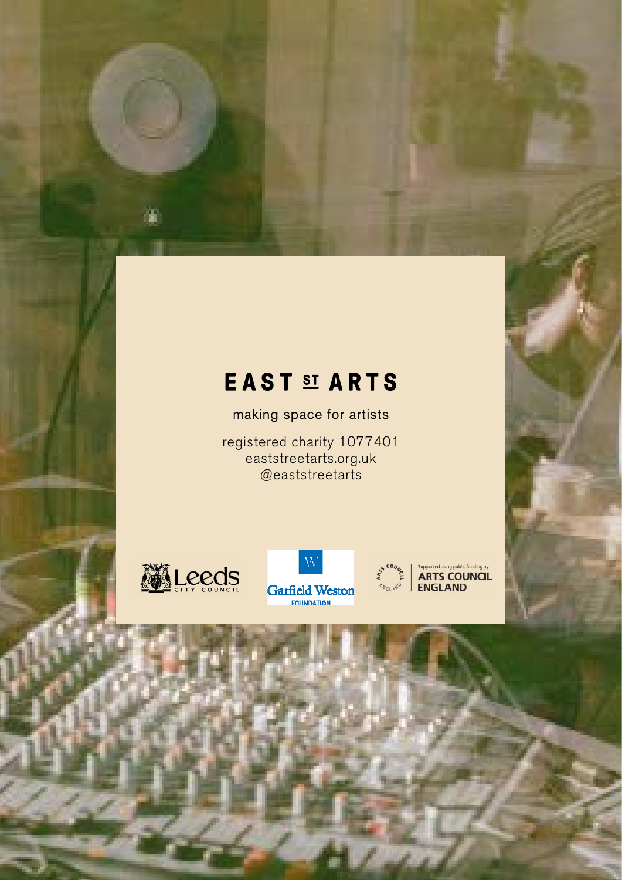# EAST ST ARTS

making space for artists

registered charity 1077401
eaststreetarts.org.uk
@eaststreetarts

Leeds CITY COUNCIL

Garfield Weston FOUNDATION

Supported using public funding by ARTS COUNCIL ENGLAND